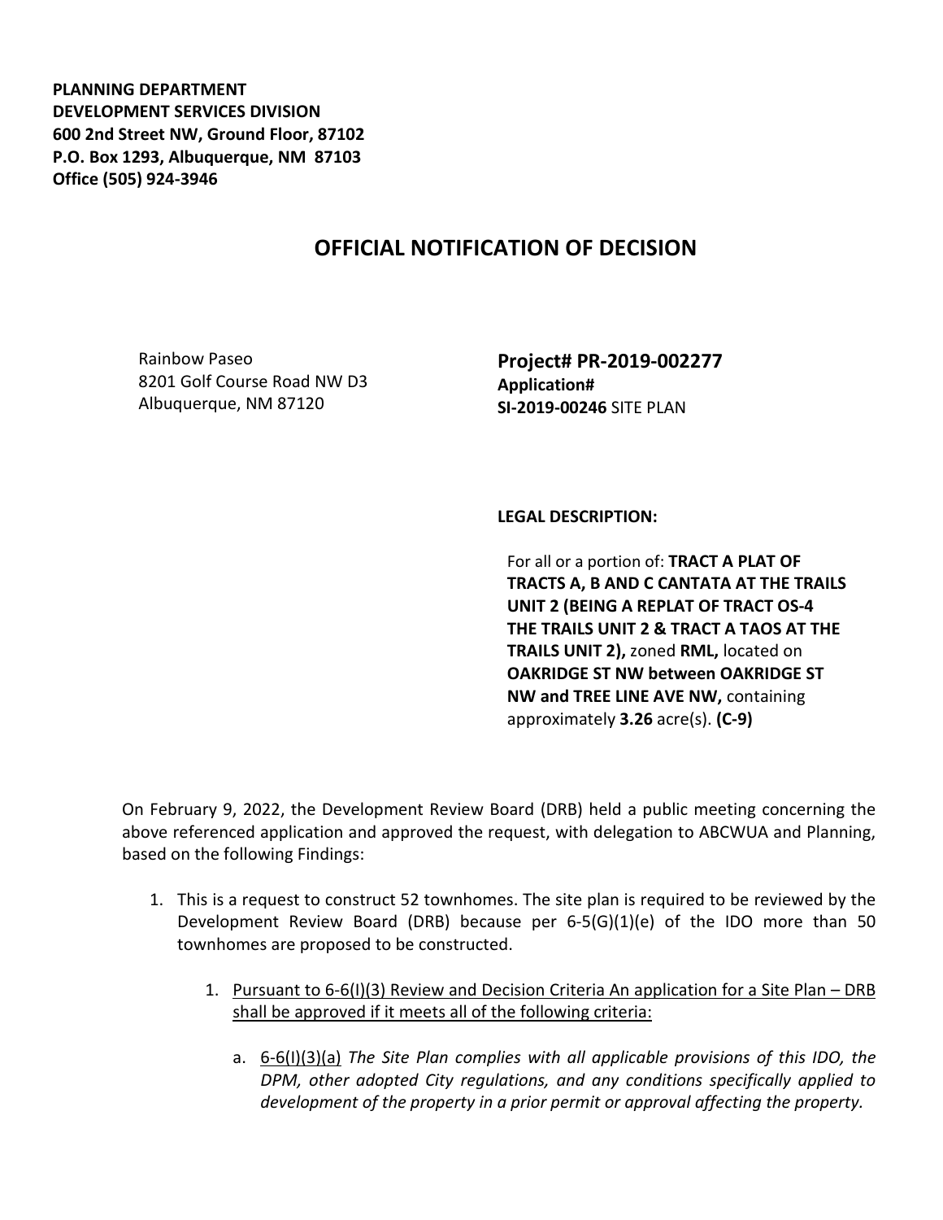**PLANNING DEPARTMENT**
**DEVELOPMENT SERVICES DIVISION**
**600 2nd Street NW, Ground Floor, 87102**
**P.O. Box 1293, Albuquerque, NM 87103**
**Office (505) 924-3946**

# OFFICIAL NOTIFICATION OF DECISION

Rainbow Paseo
8201 Golf Course Road NW D3
Albuquerque, NM 87120

**Project# PR-2019-002277**
**Application#**
**SI-2019-00246** SITE PLAN

**LEGAL DESCRIPTION:**

For all or a portion of: **TRACT A PLAT OF TRACTS A, B AND C CANTATA AT THE TRAILS UNIT 2 (BEING A REPLAT OF TRACT OS-4 THE TRAILS UNIT 2 & TRACT A TAOS AT THE TRAILS UNIT 2),** zoned **RML,** located on **OAKRIDGE ST NW between OAKRIDGE ST NW and TREE LINE AVE NW,** containing approximately **3.26** acre(s). **(C-9)**

On February 9, 2022, the Development Review Board (DRB) held a public meeting concerning the above referenced application and approved the request, with delegation to ABCWUA and Planning, based on the following Findings:

1. This is a request to construct 52 townhomes. The site plan is required to be reviewed by the Development Review Board (DRB) because per 6-5(G)(1)(e) of the IDO more than 50 townhomes are proposed to be constructed.

    1. Pursuant to 6-6(I)(3) Review and Decision Criteria An application for a Site Plan – DRB shall be approved if it meets all of the following criteria:

        a. 6-6(I)(3)(a) *The Site Plan complies with all applicable provisions of this IDO, the DPM, other adopted City regulations, and any conditions specifically applied to development of the property in a prior permit or approval affecting the property.*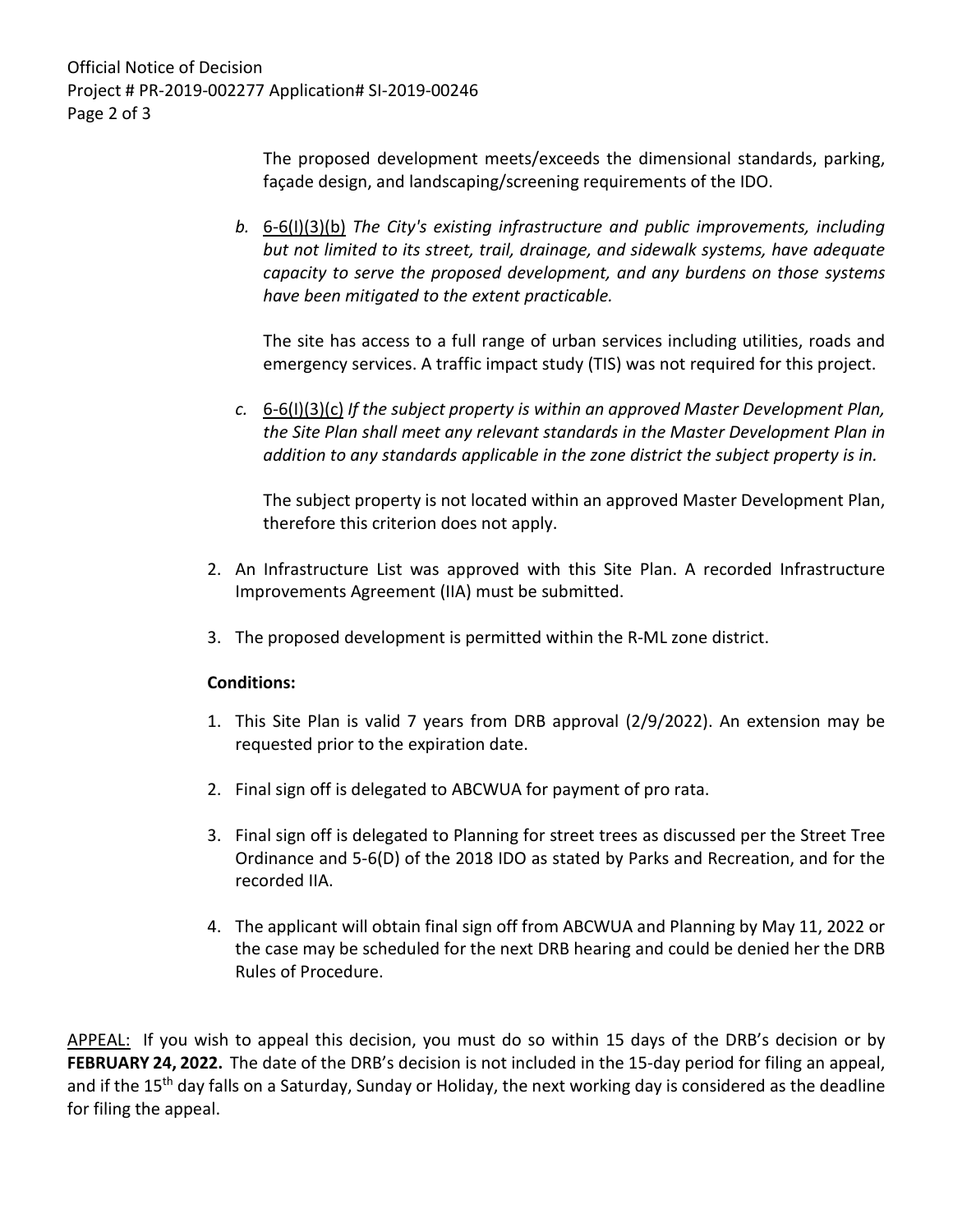The proposed development meets/exceeds the dimensional standards, parking, façade design, and landscaping/screening requirements of the IDO.

*b.* 6-6(I)(3)(b) *The City's existing infrastructure and public improvements, including but not limited to its street, trail, drainage, and sidewalk systems, have adequate capacity to serve the proposed development, and any burdens on those systems have been mitigated to the extent practicable.*

The site has access to a full range of urban services including utilities, roads and emergency services. A traffic impact study (TIS) was not required for this project.

*c.* 6-6(I)(3)(c) *If the subject property is within an approved Master Development Plan, the Site Plan shall meet any relevant standards in the Master Development Plan in addition to any standards applicable in the zone district the subject property is in.*

The subject property is not located within an approved Master Development Plan, therefore this criterion does not apply.

2. An Infrastructure List was approved with this Site Plan. A recorded Infrastructure Improvements Agreement (IIA) must be submitted.

3. The proposed development is permitted within the R-ML zone district.

**Conditions:**

1. This Site Plan is valid 7 years from DRB approval (2/9/2022). An extension may be requested prior to the expiration date.

2. Final sign off is delegated to ABCWUA for payment of pro rata.

3. Final sign off is delegated to Planning for street trees as discussed per the Street Tree Ordinance and 5-6(D) of the 2018 IDO as stated by Parks and Recreation, and for the recorded IIA.

4. The applicant will obtain final sign off from ABCWUA and Planning by May 11, 2022 or the case may be scheduled for the next DRB hearing and could be denied her the DRB Rules of Procedure.

APPEAL: If you wish to appeal this decision, you must do so within 15 days of the DRB's decision or by **FEBRUARY 24, 2022.** The date of the DRB's decision is not included in the 15-day period for filing an appeal, and if the 15th day falls on a Saturday, Sunday or Holiday, the next working day is considered as the deadline for filing the appeal.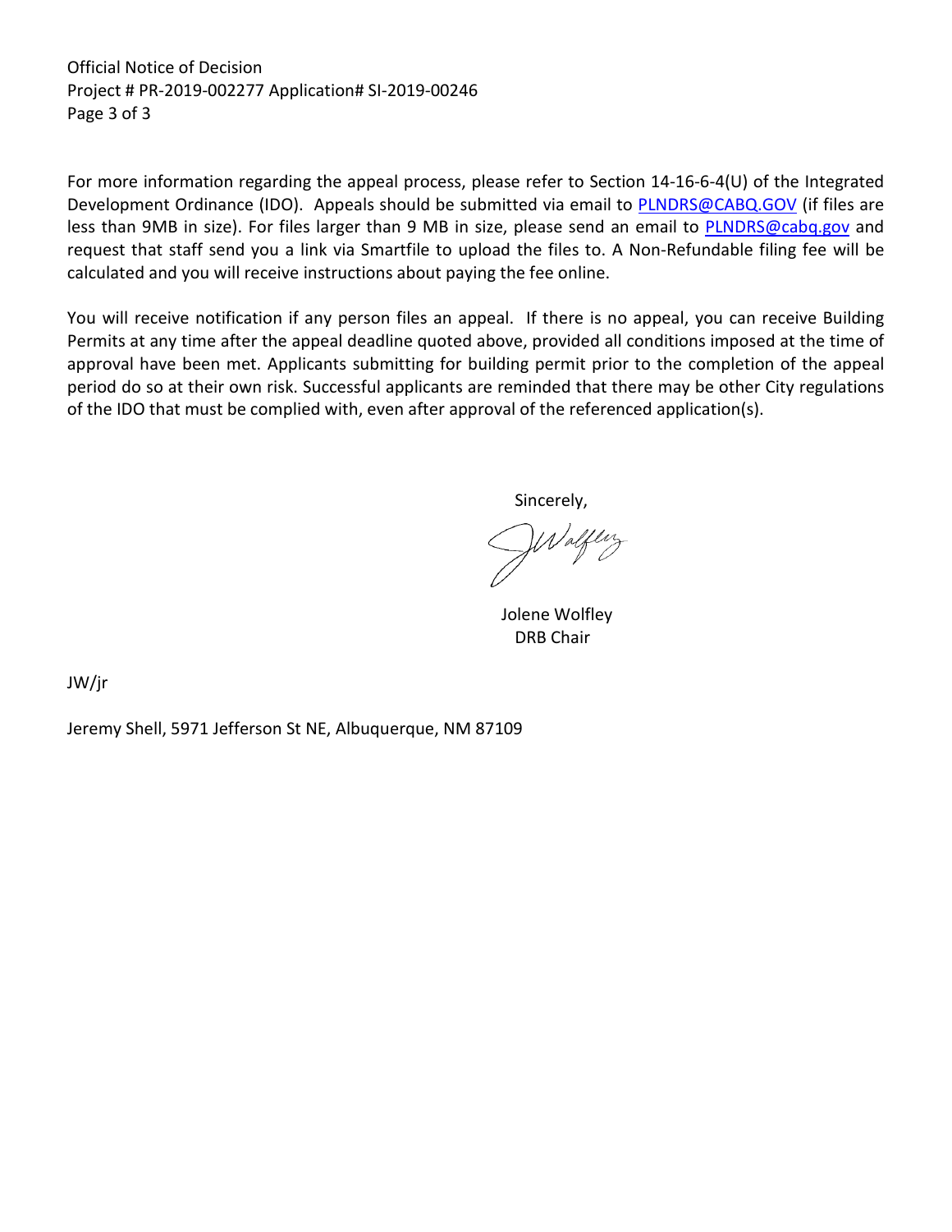For more information regarding the appeal process, please refer to Section 14-16-6-4(U) of the Integrated Development Ordinance (IDO). Appeals should be submitted via email to PLNDRS@CABQ.GOV (if files are less than 9MB in size). For files larger than 9 MB in size, please send an email to PLNDRS@cabq.gov and request that staff send you a link via Smartfile to upload the files to. A Non-Refundable filing fee will be calculated and you will receive instructions about paying the fee online.

You will receive notification if any person files an appeal. If there is no appeal, you can receive Building Permits at any time after the appeal deadline quoted above, provided all conditions imposed at the time of approval have been met. Applicants submitting for building permit prior to the completion of the appeal period do so at their own risk. Successful applicants are reminded that there may be other City regulations of the IDO that must be complied with, even after approval of the referenced application(s).

Sincerely,

JWolfley

Jolene Wolfley
DRB Chair

JW/jr

Jeremy Shell, 5971 Jefferson St NE, Albuquerque, NM 87109